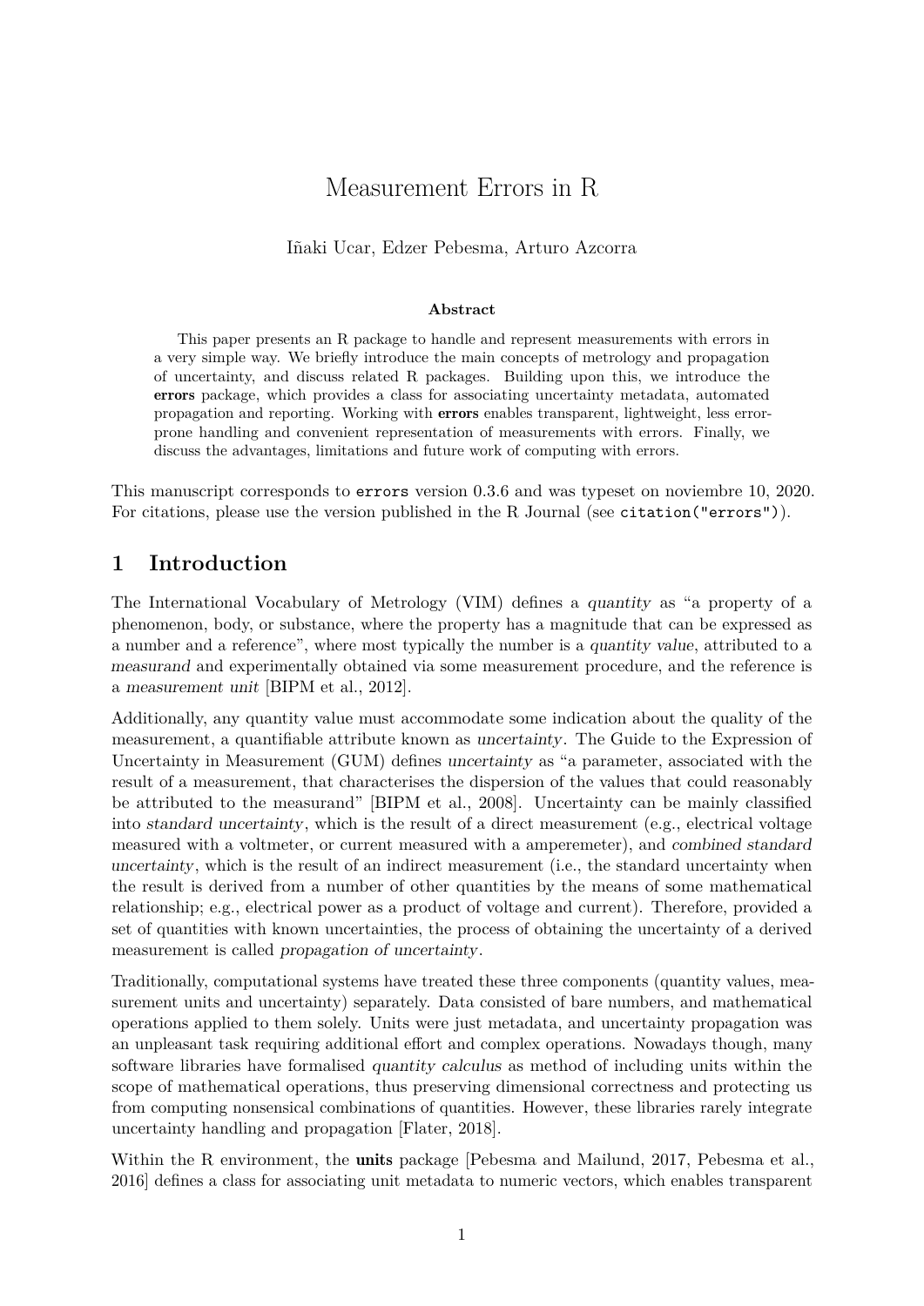# Measurement Errors in R

Iñaki Ucar, Edzer Pebesma, Arturo Azcorra

**Abstract**

This paper presents an R package to handle and represent measurements with errors in a very simple way. We briefly introduce the main concepts of metrology and propagation of uncertainty, and discuss related R packages. Building upon this, we introduce the **errors** package, which provides a class for associating uncertainty metadata, automated propagation and reporting. Working with **errors** enables transparent, lightweight, less error-prone handling and convenient representation of measurements with errors. Finally, we discuss the advantages, limitations and future work of computing with errors.

This manuscript corresponds to `errors` version 0.3.6 and was typeset on noviembre 10, 2020. For citations, please use the version published in the R Journal (see `citation("errors")`).

## 1 Introduction

The International Vocabulary of Metrology (VIM) defines a *quantity* as "a property of a phenomenon, body, or substance, where the property has a magnitude that can be expressed as a number and a reference", where most typically the number is a *quantity value*, attributed to a *measurand* and experimentally obtained via some measurement procedure, and the reference is a *measurement unit* [BIPM et al., 2012].

Additionally, any quantity value must accommodate some indication about the quality of the measurement, a quantifiable attribute known as *uncertainty*. The Guide to the Expression of Uncertainty in Measurement (GUM) defines *uncertainty* as "a parameter, associated with the result of a measurement, that characterises the dispersion of the values that could reasonably be attributed to the measurand" [BIPM et al., 2008]. Uncertainty can be mainly classified into *standard uncertainty*, which is the result of a direct measurement (e.g., electrical voltage measured with a voltmeter, or current measured with a amperemeter), and *combined standard uncertainty*, which is the result of an indirect measurement (i.e., the standard uncertainty when the result is derived from a number of other quantities by the means of some mathematical relationship; e.g., electrical power as a product of voltage and current). Therefore, provided a set of quantities with known uncertainties, the process of obtaining the uncertainty of a derived measurement is called *propagation of uncertainty*.

Traditionally, computational systems have treated these three components (quantity values, measurement units and uncertainty) separately. Data consisted of bare numbers, and mathematical operations applied to them solely. Units were just metadata, and uncertainty propagation was an unpleasant task requiring additional effort and complex operations. Nowadays though, many software libraries have formalised *quantity calculus* as method of including units within the scope of mathematical operations, thus preserving dimensional correctness and protecting us from computing nonsensical combinations of quantities. However, these libraries rarely integrate uncertainty handling and propagation [Flater, 2018].

Within the R environment, the **units** package [Pebesma and Mailund, 2017, Pebesma et al., 2016] defines a class for associating unit metadata to numeric vectors, which enables transparent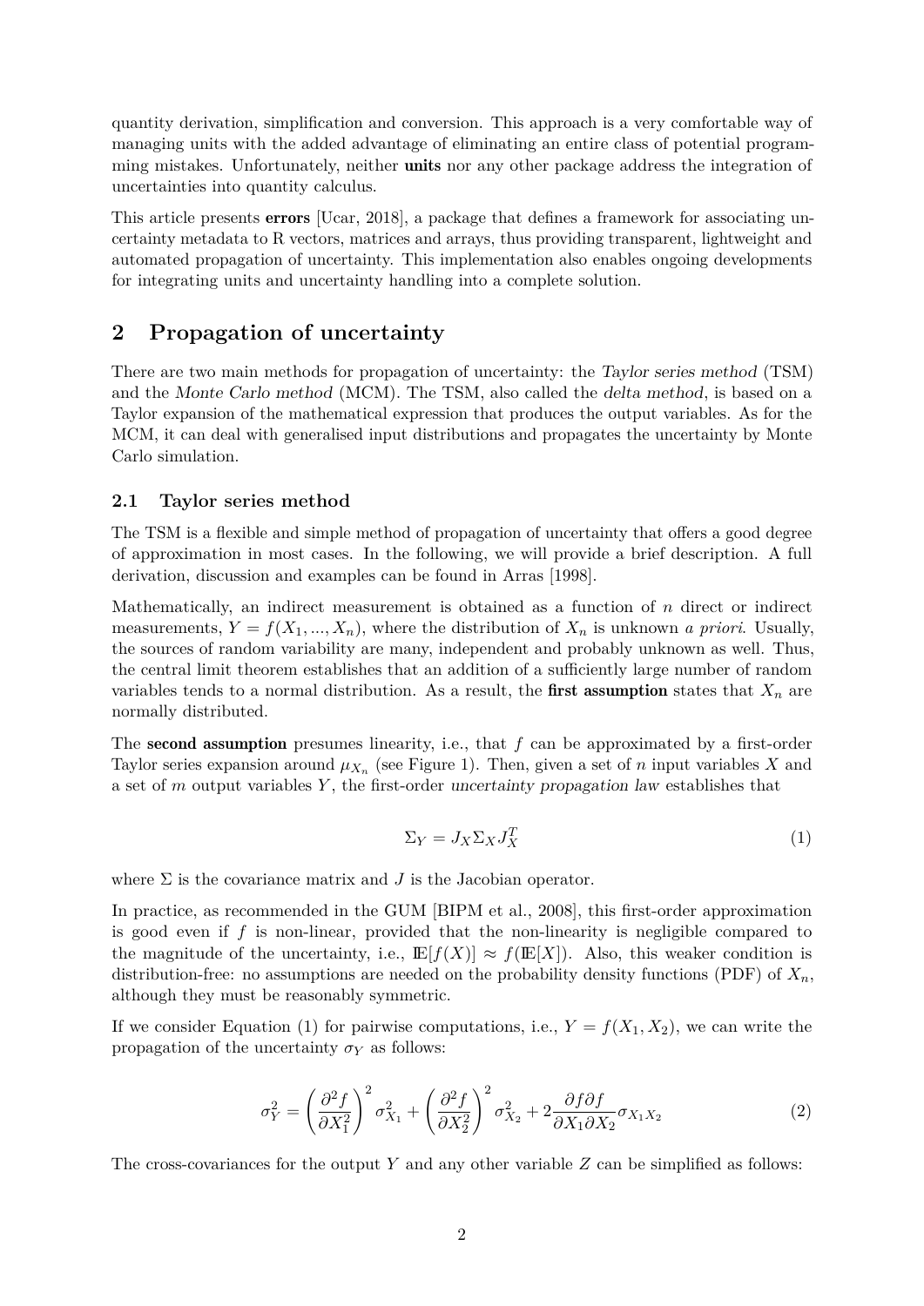quantity derivation, simplification and conversion. This approach is a very comfortable way of managing units with the added advantage of eliminating an entire class of potential programming mistakes. Unfortunately, neither **units** nor any other package address the integration of uncertainties into quantity calculus.

This article presents **errors** [Ucar, 2018], a package that defines a framework for associating uncertainty metadata to R vectors, matrices and arrays, thus providing transparent, lightweight and automated propagation of uncertainty. This implementation also enables ongoing developments for integrating units and uncertainty handling into a complete solution.

## 2 Propagation of uncertainty

There are two main methods for propagation of uncertainty: the *Taylor series method* (TSM) and the *Monte Carlo method* (MCM). The TSM, also called the *delta method*, is based on a Taylor expansion of the mathematical expression that produces the output variables. As for the MCM, it can deal with generalised input distributions and propagates the uncertainty by Monte Carlo simulation.

### 2.1 Taylor series method

The TSM is a flexible and simple method of propagation of uncertainty that offers a good degree of approximation in most cases. In the following, we will provide a brief description. A full derivation, discussion and examples can be found in Arras [1998].

Mathematically, an indirect measurement is obtained as a function of $n$ direct or indirect measurements, $Y = f(X_1, ..., X_n)$, where the distribution of $X_n$ is unknown *a priori*. Usually, the sources of random variability are many, independent and probably unknown as well. Thus, the central limit theorem establishes that an addition of a sufficiently large number of random variables tends to a normal distribution. As a result, the **first assumption** states that $X_n$ are normally distributed.

The **second assumption** presumes linearity, i.e., that $f$ can be approximated by a first-order Taylor series expansion around $\mu_{X_n}$ (see Figure 1). Then, given a set of $n$ input variables $X$ and a set of $m$ output variables $Y$, the first-order *uncertainty propagation law* establishes that

$$\Sigma_Y = J_X \Sigma_X J_X^T \tag{1}$$

where $\Sigma$ is the covariance matrix and $J$ is the Jacobian operator.

In practice, as recommended in the GUM [BIPM et al., 2008], this first-order approximation is good even if $f$ is non-linear, provided that the non-linearity is negligible compared to the magnitude of the uncertainty, i.e., $\mathbb{E}[f(X)] \approx f(\mathbb{E}[X])$. Also, this weaker condition is distribution-free: no assumptions are needed on the probability density functions (PDF) of $X_n$, although they must be reasonably symmetric.

If we consider Equation (1) for pairwise computations, i.e., $Y = f(X_1, X_2)$, we can write the propagation of the uncertainty $\sigma_Y$ as follows:

$$\sigma_Y^2 = \left(\frac{\partial^2 f}{\partial X_1^2}\right)^2 \sigma_{X_1}^2 + \left(\frac{\partial^2 f}{\partial X_2^2}\right)^2 \sigma_{X_2}^2 + 2\frac{\partial f \partial f}{\partial X_1 \partial X_2} \sigma_{X_1 X_2} \tag{2}$$

The cross-covariances for the output $Y$ and any other variable $Z$ can be simplified as follows: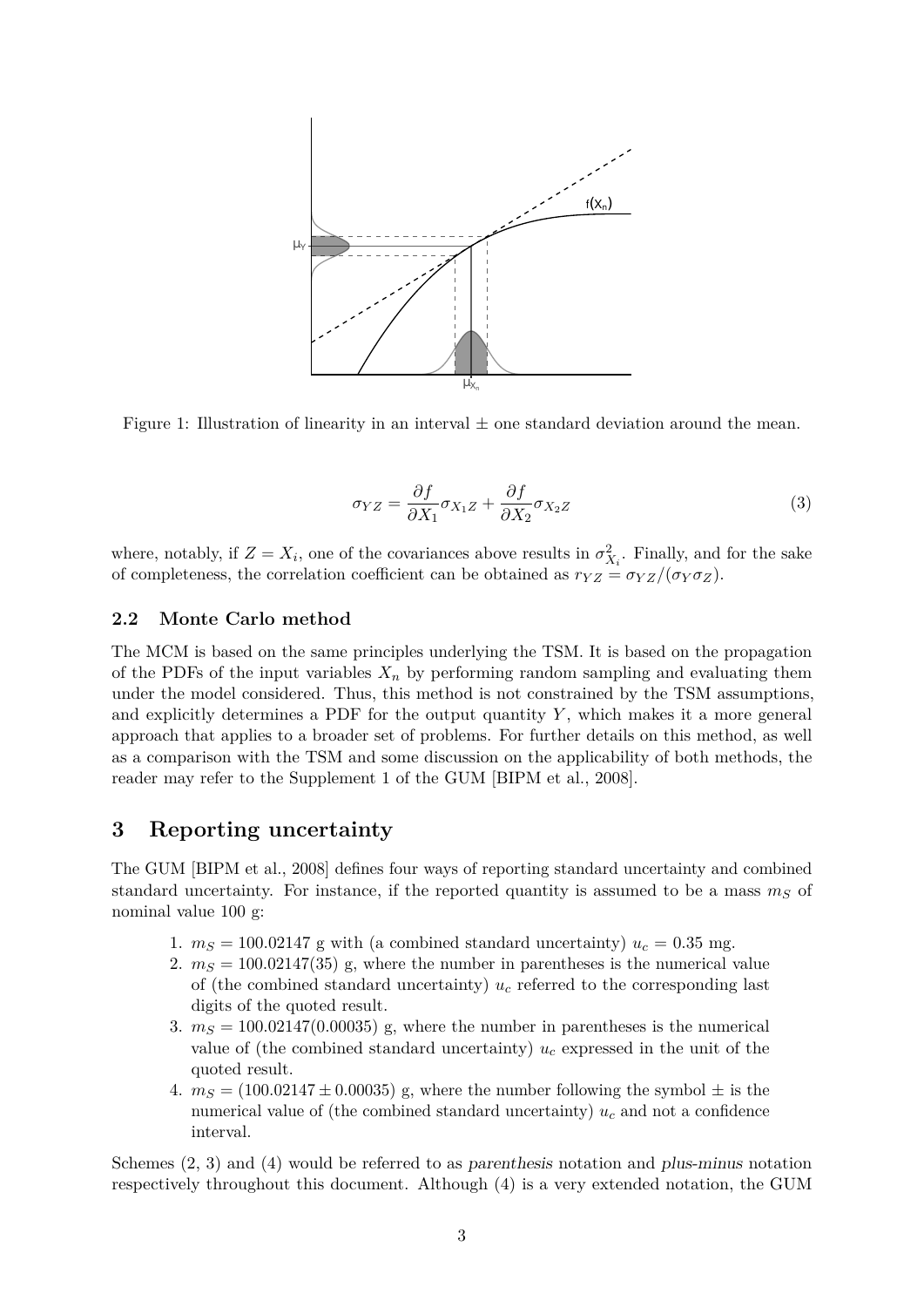Figure 1: Illustration of linearity in an interval ± one standard deviation around the mean.

$$\sigma_{YZ} = \frac{\partial f}{\partial X_1}\sigma_{X_1Z} + \frac{\partial f}{\partial X_2}\sigma_{X_2Z} \tag{3}$$

where, notably, if $Z = X_i$, one of the covariances above results in $\sigma^2_{X_i}$. Finally, and for the sake of completeness, the correlation coefficient can be obtained as $r_{YZ} = \sigma_{YZ}/(\sigma_Y \sigma_Z)$.

### 2.2 Monte Carlo method

The MCM is based on the same principles underlying the TSM. It is based on the propagation of the PDFs of the input variables $X_n$ by performing random sampling and evaluating them under the model considered. Thus, this method is not constrained by the TSM assumptions, and explicitly determines a PDF for the output quantity $Y$, which makes it a more general approach that applies to a broader set of problems. For further details on this method, as well as a comparison with the TSM and some discussion on the applicability of both methods, the reader may refer to the Supplement 1 of the GUM [BIPM et al., 2008].

## 3 Reporting uncertainty

The GUM [BIPM et al., 2008] defines four ways of reporting standard uncertainty and combined standard uncertainty. For instance, if the reported quantity is assumed to be a mass $m_S$ of nominal value 100 g:

1. $m_S = 100.02147$ g with (a combined standard uncertainty) $u_c = 0.35$ mg.
2. $m_S = 100.02147(35)$ g, where the number in parentheses is the numerical value of (the combined standard uncertainty) $u_c$ referred to the corresponding last digits of the quoted result.
3. $m_S = 100.02147(0.00035)$ g, where the number in parentheses is the numerical value of (the combined standard uncertainty) $u_c$ expressed in the unit of the quoted result.
4. $m_S = (100.02147 \pm 0.00035)$ g, where the number following the symbol ± is the numerical value of (the combined standard uncertainty) $u_c$ and not a confidence interval.

Schemes (2, 3) and (4) would be referred to as *parenthesis* notation and *plus-minus* notation respectively throughout this document. Although (4) is a very extended notation, the GUM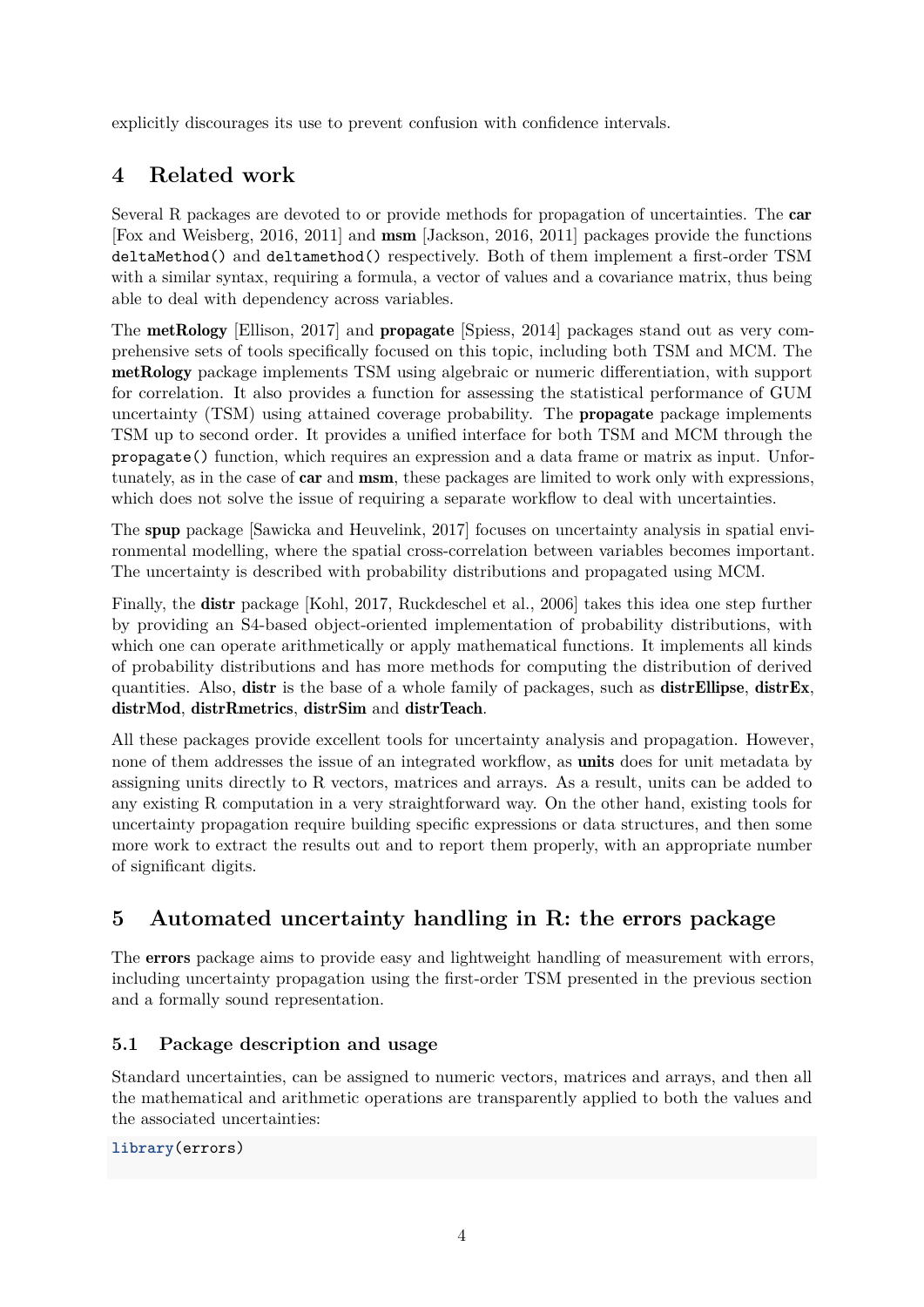explicitly discourages its use to prevent confusion with confidence intervals.

## 4 Related work

Several R packages are devoted to or provide methods for propagation of uncertainties. The **car** [Fox and Weisberg, 2016, 2011] and **msm** [Jackson, 2016, 2011] packages provide the functions `deltaMethod()` and `deltamethod()` respectively. Both of them implement a first-order TSM with a similar syntax, requiring a formula, a vector of values and a covariance matrix, thus being able to deal with dependency across variables.

The **metRology** [Ellison, 2017] and **propagate** [Spiess, 2014] packages stand out as very comprehensive sets of tools specifically focused on this topic, including both TSM and MCM. The **metRology** package implements TSM using algebraic or numeric differentiation, with support for correlation. It also provides a function for assessing the statistical performance of GUM uncertainty (TSM) using attained coverage probability. The **propagate** package implements TSM up to second order. It provides a unified interface for both TSM and MCM through the `propagate()` function, which requires an expression and a data frame or matrix as input. Unfortunately, as in the case of **car** and **msm**, these packages are limited to work only with expressions, which does not solve the issue of requiring a separate workflow to deal with uncertainties.

The **spup** package [Sawicka and Heuvelink, 2017] focuses on uncertainty analysis in spatial environmental modelling, where the spatial cross-correlation between variables becomes important. The uncertainty is described with probability distributions and propagated using MCM.

Finally, the **distr** package [Kohl, 2017, Ruckdeschel et al., 2006] takes this idea one step further by providing an S4-based object-oriented implementation of probability distributions, with which one can operate arithmetically or apply mathematical functions. It implements all kinds of probability distributions and has more methods for computing the distribution of derived quantities. Also, **distr** is the base of a whole family of packages, such as **distrEllipse**, **distrEx**, **distrMod**, **distrRmetrics**, **distrSim** and **distrTeach**.

All these packages provide excellent tools for uncertainty analysis and propagation. However, none of them addresses the issue of an integrated workflow, as **units** does for unit metadata by assigning units directly to R vectors, matrices and arrays. As a result, units can be added to any existing R computation in a very straightforward way. On the other hand, existing tools for uncertainty propagation require building specific expressions or data structures, and then some more work to extract the results out and to report them properly, with an appropriate number of significant digits.

## 5 Automated uncertainty handling in R: the errors package

The **errors** package aims to provide easy and lightweight handling of measurement with errors, including uncertainty propagation using the first-order TSM presented in the previous section and a formally sound representation.

### 5.1 Package description and usage

Standard uncertainties, can be assigned to numeric vectors, matrices and arrays, and then all the mathematical and arithmetic operations are transparently applied to both the values and the associated uncertainties:

```
library(errors)
```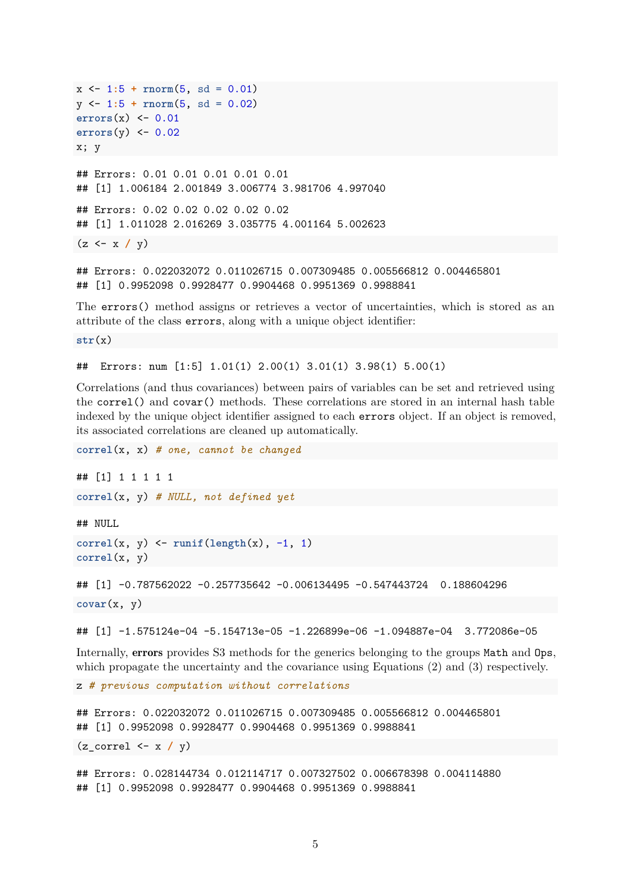```r
x <- 1:5 + rnorm(5, sd = 0.01)
y <- 1:5 + rnorm(5, sd = 0.02)
errors(x) <- 0.01
errors(y) <- 0.02
x; y
```

```
## Errors: 0.01 0.01 0.01 0.01 0.01
## [1] 1.006184 2.001849 3.006774 3.981706 4.997040
```

```
## Errors: 0.02 0.02 0.02 0.02 0.02
## [1] 1.011028 2.016269 3.035775 4.001164 5.002623
```

```r
(z <- x / y)
```

```
## Errors: 0.022032072 0.011026715 0.007309485 0.005566812 0.004465801
## [1] 0.9952098 0.9928477 0.9904468 0.9951369 0.9988841
```

The `errors()` method assigns or retrieves a vector of uncertainties, which is stored as an attribute of the class `errors`, along with a unique object identifier:

```r
str(x)
```

```
##  Errors: num [1:5] 1.01(1) 2.00(1) 3.01(1) 3.98(1) 5.00(1)
```

Correlations (and thus covariances) between pairs of variables can be set and retrieved using the `correl()` and `covar()` methods. These correlations are stored in an internal hash table indexed by the unique object identifier assigned to each `errors` object. If an object is removed, its associated correlations are cleaned up automatically.

```r
correl(x, x) # one, cannot be changed
```

```
## [1] 1 1 1 1 1
```

```r
correl(x, y) # NULL, not defined yet
```

```
## NULL
```

```r
correl(x, y) <- runif(length(x), -1, 1)
correl(x, y)
```

```
## [1] -0.787562022 -0.257735642 -0.006134495 -0.547443724  0.188604296
```

```r
covar(x, y)
```

```
## [1] -1.575124e-04 -5.154713e-05 -1.226899e-06 -1.094887e-04  3.772086e-05
```

Internally, **errors** provides S3 methods for the generics belonging to the groups `Math` and `Ops`, which propagate the uncertainty and the covariance using Equations (2) and (3) respectively.

```r
z # previous computation without correlations
```

```
## Errors: 0.022032072 0.011026715 0.007309485 0.005566812 0.004465801
## [1] 0.9952098 0.9928477 0.9904468 0.9951369 0.9988841
```

```r
(z_correl <- x / y)
```

```
## Errors: 0.028144734 0.012114717 0.007327502 0.006678398 0.004114880
## [1] 0.9952098 0.9928477 0.9904468 0.9951369 0.9988841
```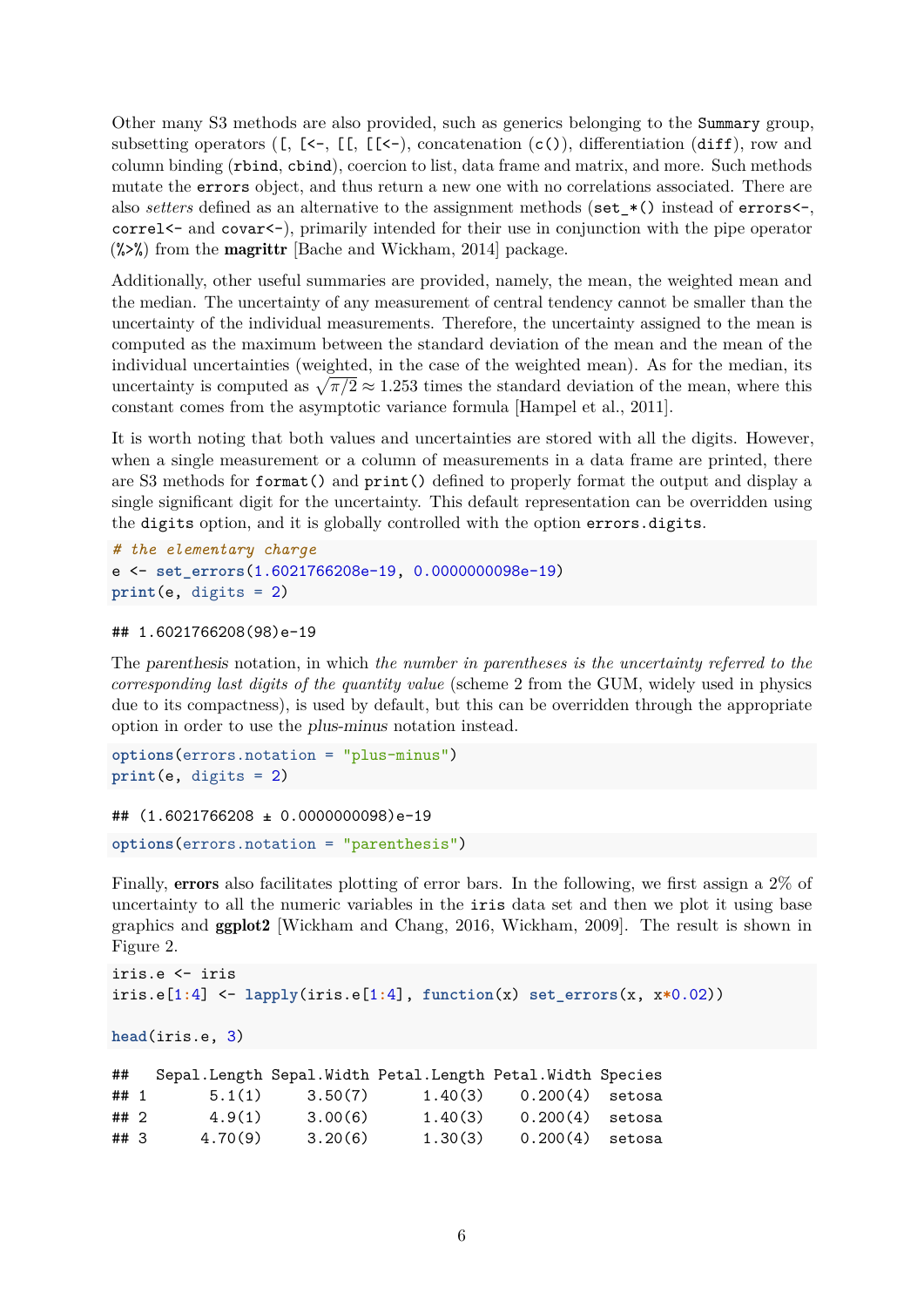Other many S3 methods are also provided, such as generics belonging to the `Summary` group, subsetting operators (`[`, `[<-`, `[[`, `[[<-`), concatenation (`c()`), differentiation (`diff`), row and column binding (`rbind`, `cbind`), coercion to list, data frame and matrix, and more. Such methods mutate the `errors` object, and thus return a new one with no correlations associated. There are also *setters* defined as an alternative to the assignment methods (`set_*()` instead of `errors<-`, `correl<-` and `covar<-`), primarily intended for their use in conjunction with the pipe operator (`%>%`) from the **magrittr** [Bache and Wickham, 2014] package.

Additionally, other useful summaries are provided, namely, the mean, the weighted mean and the median. The uncertainty of any measurement of central tendency cannot be smaller than the uncertainty of the individual measurements. Therefore, the uncertainty assigned to the mean is computed as the maximum between the standard deviation of the mean and the mean of the individual uncertainties (weighted, in the case of the weighted mean). As for the median, its uncertainty is computed as $\sqrt{\pi/2} \approx 1.253$ times the standard deviation of the mean, where this constant comes from the asymptotic variance formula [Hampel et al., 2011].

It is worth noting that both values and uncertainties are stored with all the digits. However, when a single measurement or a column of measurements in a data frame are printed, there are S3 methods for `format()` and `print()` defined to properly format the output and display a single significant digit for the uncertainty. This default representation can be overridden using the `digits` option, and it is globally controlled with the option `errors.digits`.

```
# the elementary charge
e <- set_errors(1.6021766208e-19, 0.0000000098e-19)
print(e, digits = 2)
```

```
## 1.6021766208(98)e-19
```

The *parenthesis* notation, in which *the number in parentheses is the uncertainty referred to the corresponding last digits of the quantity value* (scheme 2 from the GUM, widely used in physics due to its compactness), is used by default, but this can be overridden through the appropriate option in order to use the *plus-minus* notation instead.

```
options(errors.notation = "plus-minus")
print(e, digits = 2)
```

```
## (1.6021766208 ± 0.0000000098)e-19
```

```
options(errors.notation = "parenthesis")
```

Finally, **errors** also facilitates plotting of error bars. In the following, we first assign a 2% of uncertainty to all the numeric variables in the `iris` data set and then we plot it using base graphics and **ggplot2** [Wickham and Chang, 2016, Wickham, 2009]. The result is shown in Figure 2.

```
iris.e <- iris
iris.e[1:4] <- lapply(iris.e[1:4], function(x) set_errors(x, x*0.02))

head(iris.e, 3)
```

```
##   Sepal.Length Sepal.Width Petal.Length Petal.Width Species
## 1       5.1(1)     3.50(7)      1.40(3)    0.200(4)  setosa
## 2       4.9(1)     3.00(6)      1.40(3)    0.200(4)  setosa
## 3      4.70(9)     3.20(6)      1.30(3)    0.200(4)  setosa
```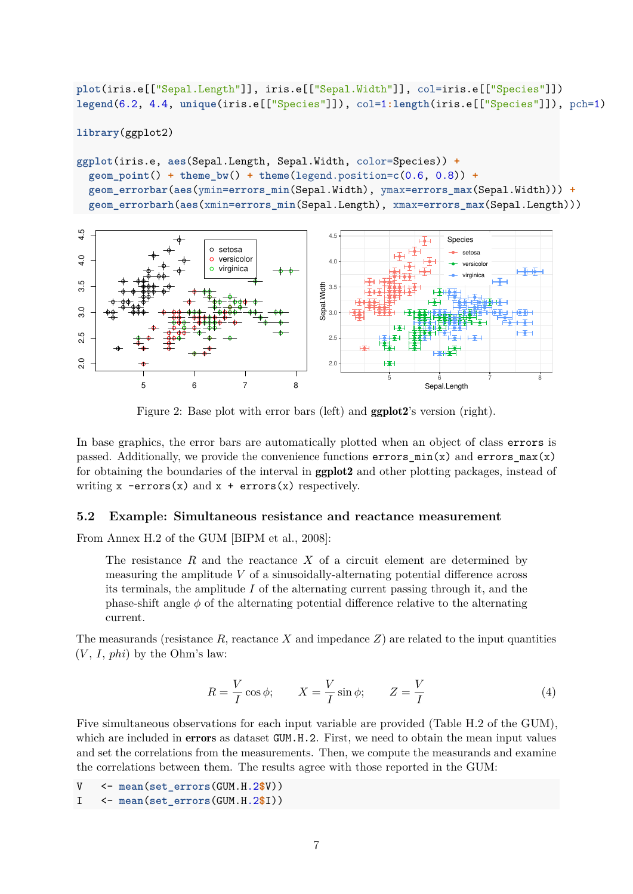```
plot(iris.e[["Sepal.Length"]], iris.e[["Sepal.Width"]], col=iris.e[["Species"]])
legend(6.2, 4.4, unique(iris.e[["Species"]]), col=1:length(iris.e[["Species"]]), pch=1)

library(ggplot2)

ggplot(iris.e, aes(Sepal.Length, Sepal.Width, color=Species)) +
  geom_point() + theme_bw() + theme(legend.position=c(0.6, 0.8)) +
  geom_errorbar(aes(ymin=errors_min(Sepal.Width), ymax=errors_max(Sepal.Width))) +
  geom_errorbarh(aes(xmin=errors_min(Sepal.Length), xmax=errors_max(Sepal.Length)))
```

Figure 2: Base plot with error bars (left) and **ggplot2**'s version (right).

In base graphics, the error bars are automatically plotted when an object of class `errors` is passed. Additionally, we provide the convenience functions `errors_min(x)` and `errors_max(x)` for obtaining the boundaries of the interval in **ggplot2** and other plotting packages, instead of writing `x -errors(x)` and `x + errors(x)` respectively.

### 5.2 Example: Simultaneous resistance and reactance measurement

From Annex H.2 of the GUM [BIPM et al., 2008]:

> The resistance $R$ and the reactance $X$ of a circuit element are determined by measuring the amplitude $V$ of a sinusoidally-alternating potential difference across its terminals, the amplitude $I$ of the alternating current passing through it, and the phase-shift angle $\phi$ of the alternating potential difference relative to the alternating current.

The measurands (resistance $R$, reactance $X$ and impedance $Z$) are related to the input quantities ($V$, $I$, $phi$) by the Ohm's law:

$$R = \frac{V}{I}\cos\phi; \qquad X = \frac{V}{I}\sin\phi; \qquad Z = \frac{V}{I} \tag{4}$$

Five simultaneous observations for each input variable are provided (Table H.2 of the GUM), which are included in **errors** as dataset `GUM.H.2`. First, we need to obtain the mean input values and set the correlations from the measurements. Then, we compute the measurands and examine the correlations between them. The results agree with those reported in the GUM:

```
V   <- mean(set_errors(GUM.H.2$V))
I   <- mean(set_errors(GUM.H.2$I))
```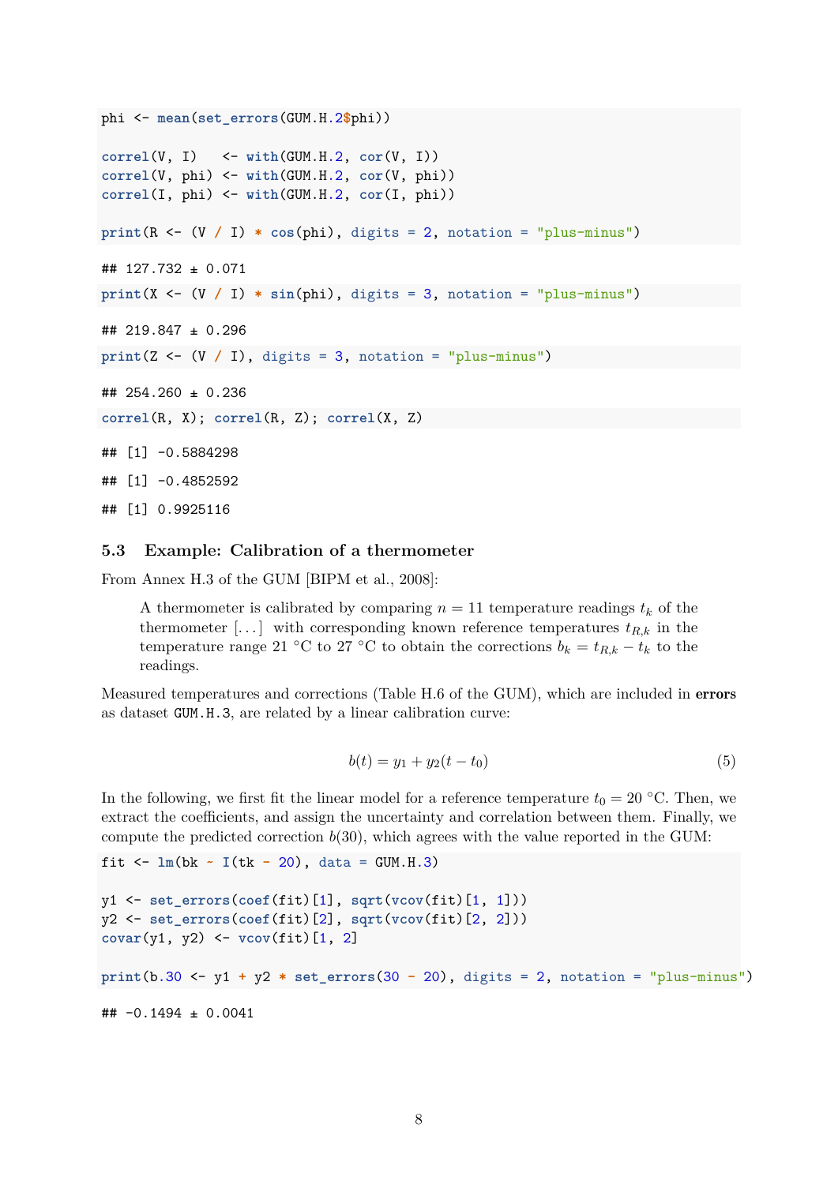```r
phi <- mean(set_errors(GUM.H.2$phi))

correl(V, I)   <- with(GUM.H.2, cor(V, I))
correl(V, phi) <- with(GUM.H.2, cor(V, phi))
correl(I, phi) <- with(GUM.H.2, cor(I, phi))

print(R <- (V / I) * cos(phi), digits = 2, notation = "plus-minus")
```

```
## 127.732 ± 0.071
```

```r
print(X <- (V / I) * sin(phi), digits = 3, notation = "plus-minus")
```

```
## 219.847 ± 0.296
```

```r
print(Z <- (V / I), digits = 3, notation = "plus-minus")
```

```
## 254.260 ± 0.236
```

```r
correl(R, X); correl(R, Z); correl(X, Z)
```

```
## [1] -0.5884298

## [1] -0.4852592

## [1] 0.9925116
```

### 5.3 Example: Calibration of a thermometer

From Annex H.3 of the GUM [BIPM et al., 2008]:

> A thermometer is calibrated by comparing $n = 11$ temperature readings $t_k$ of the thermometer [...] with corresponding known reference temperatures $t_{R,k}$ in the temperature range 21 °C to 27 °C to obtain the corrections $b_k = t_{R,k} - t_k$ to the readings.

Measured temperatures and corrections (Table H.6 of the GUM), which are included in **errors** as dataset `GUM.H.3`, are related by a linear calibration curve:

$$b(t) = y_1 + y_2(t - t_0) \tag{5}$$

In the following, we first fit the linear model for a reference temperature $t_0 = 20$ °C. Then, we extract the coefficients, and assign the uncertainty and correlation between them. Finally, we compute the predicted correction $b(30)$, which agrees with the value reported in the GUM:

```r
fit <- lm(bk ~ I(tk - 20), data = GUM.H.3)

y1 <- set_errors(coef(fit)[1], sqrt(vcov(fit)[1, 1]))
y2 <- set_errors(coef(fit)[2], sqrt(vcov(fit)[2, 2]))
covar(y1, y2) <- vcov(fit)[1, 2]

print(b.30 <- y1 + y2 * set_errors(30 - 20), digits = 2, notation = "plus-minus")
```

```
## -0.1494 ± 0.0041
```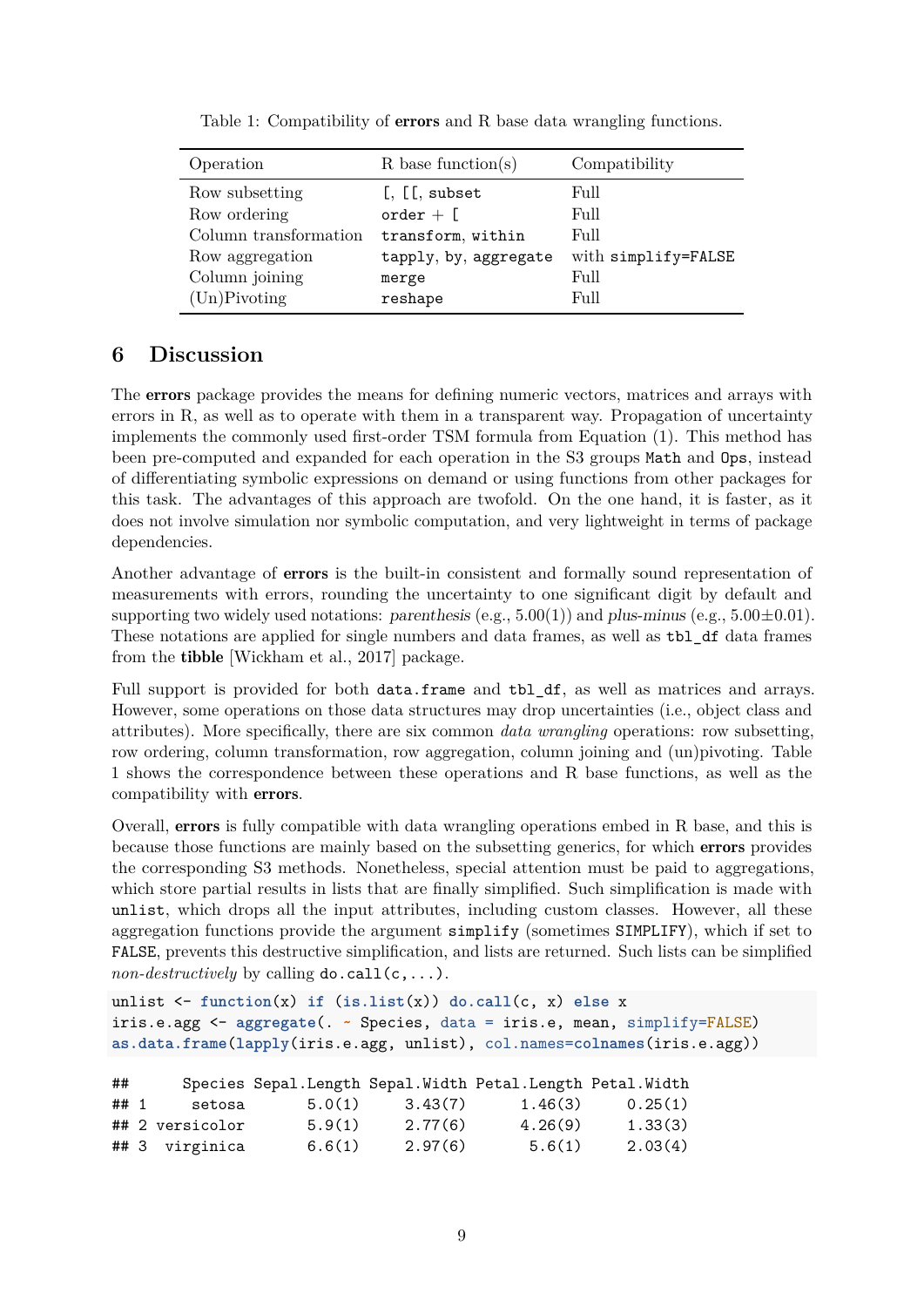Table 1: Compatibility of **errors** and R base data wrangling functions.

| Operation | R base function(s) | Compatibility |
|---|---|---|
| Row subsetting | `[`, `[[`, `subset` | Full |
| Row ordering | `order` + `[` | Full |
| Column transformation | `transform`, `within` | Full |
| Row aggregation | `tapply`, `by`, `aggregate` | with `simplify=FALSE` |
| Column joining | `merge` | Full |
| (Un)Pivoting | `reshape` | Full |

## 6 Discussion

The **errors** package provides the means for defining numeric vectors, matrices and arrays with errors in R, as well as to operate with them in a transparent way. Propagation of uncertainty implements the commonly used first-order TSM formula from Equation (1). This method has been pre-computed and expanded for each operation in the S3 groups `Math` and `Ops`, instead of differentiating symbolic expressions on demand or using functions from other packages for this task. The advantages of this approach are twofold. On the one hand, it is faster, as it does not involve simulation nor symbolic computation, and very lightweight in terms of package dependencies.

Another advantage of **errors** is the built-in consistent and formally sound representation of measurements with errors, rounding the uncertainty to one significant digit by default and supporting two widely used notations: *parenthesis* (e.g., 5.00(1)) and *plus-minus* (e.g., $5.00 \pm 0.01$). These notations are applied for single numbers and data frames, as well as `tbl_df` data frames from the **tibble** [Wickham et al., 2017] package.

Full support is provided for both `data.frame` and `tbl_df`, as well as matrices and arrays. However, some operations on those data structures may drop uncertainties (i.e., object class and attributes). More specifically, there are six common *data wrangling* operations: row subsetting, row ordering, column transformation, row aggregation, column joining and (un)pivoting. Table 1 shows the correspondence between these operations and R base functions, as well as the compatibility with **errors**.

Overall, **errors** is fully compatible with data wrangling operations embed in R base, and this is because those functions are mainly based on the subsetting generics, for which **errors** provides the corresponding S3 methods. Nonetheless, special attention must be paid to aggregations, which store partial results in lists that are finally simplified. Such simplification is made with `unlist`, which drops all the input attributes, including custom classes. However, all these aggregation functions provide the argument `simplify` (sometimes `SIMPLIFY`), which if set to `FALSE`, prevents this destructive simplification, and lists are returned. Such lists can be simplified *non-destructively* by calling `do.call(c,...)`.

```
unlist <- function(x) if (is.list(x)) do.call(c, x) else x
iris.e.agg <- aggregate(. ~ Species, data = iris.e, mean, simplify=FALSE)
as.data.frame(lapply(iris.e.agg, unlist), col.names=colnames(iris.e.agg))
```

```
##      Species Sepal.Length Sepal.Width Petal.Length Petal.Width
## 1     setosa       5.0(1)     3.43(7)      1.46(3)     0.25(1)
## 2 versicolor       5.9(1)     2.77(6)      4.26(9)     1.33(3)
## 3  virginica       6.6(1)     2.97(6)       5.6(1)     2.03(4)
```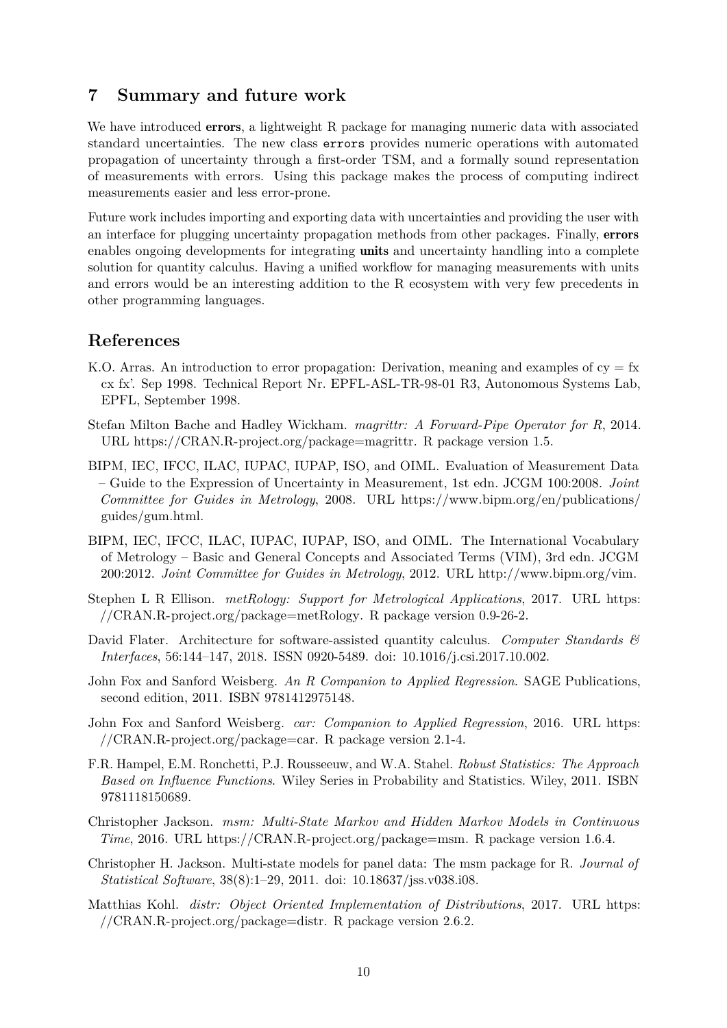## 7 Summary and future work

We have introduced **errors**, a lightweight R package for managing numeric data with associated standard uncertainties. The new class `errors` provides numeric operations with automated propagation of uncertainty through a first-order TSM, and a formally sound representation of measurements with errors. Using this package makes the process of computing indirect measurements easier and less error-prone.

Future work includes importing and exporting data with uncertainties and providing the user with an interface for plugging uncertainty propagation methods from other packages. Finally, **errors** enables ongoing developments for integrating **units** and uncertainty handling into a complete solution for quantity calculus. Having a unified workflow for managing measurements with units and errors would be an interesting addition to the R ecosystem with very few precedents in other programming languages.

## References

K.O. Arras. An introduction to error propagation: Derivation, meaning and examples of cy = fx cx fx'. Sep 1998. Technical Report Nr. EPFL-ASL-TR-98-01 R3, Autonomous Systems Lab, EPFL, September 1998.

Stefan Milton Bache and Hadley Wickham. *magrittr: A Forward-Pipe Operator for R*, 2014. URL https://CRAN.R-project.org/package=magrittr. R package version 1.5.

BIPM, IEC, IFCC, ILAC, IUPAC, IUPAP, ISO, and OIML. Evaluation of Measurement Data – Guide to the Expression of Uncertainty in Measurement, 1st edn. JCGM 100:2008. *Joint Committee for Guides in Metrology*, 2008. URL https://www.bipm.org/en/publications/guides/gum.html.

BIPM, IEC, IFCC, ILAC, IUPAC, IUPAP, ISO, and OIML. The International Vocabulary of Metrology – Basic and General Concepts and Associated Terms (VIM), 3rd edn. JCGM 200:2012. *Joint Committee for Guides in Metrology*, 2012. URL http://www.bipm.org/vim.

Stephen L R Ellison. *metRology: Support for Metrological Applications*, 2017. URL https://CRAN.R-project.org/package=metRology. R package version 0.9-26-2.

David Flater. Architecture for software-assisted quantity calculus. *Computer Standards & Interfaces*, 56:144–147, 2018. ISSN 0920-5489. doi: 10.1016/j.csi.2017.10.002.

John Fox and Sanford Weisberg. *An R Companion to Applied Regression*. SAGE Publications, second edition, 2011. ISBN 9781412975148.

John Fox and Sanford Weisberg. *car: Companion to Applied Regression*, 2016. URL https://CRAN.R-project.org/package=car. R package version 2.1-4.

F.R. Hampel, E.M. Ronchetti, P.J. Rousseeuw, and W.A. Stahel. *Robust Statistics: The Approach Based on Influence Functions*. Wiley Series in Probability and Statistics. Wiley, 2011. ISBN 9781118150689.

Christopher Jackson. *msm: Multi-State Markov and Hidden Markov Models in Continuous Time*, 2016. URL https://CRAN.R-project.org/package=msm. R package version 1.6.4.

Christopher H. Jackson. Multi-state models for panel data: The msm package for R. *Journal of Statistical Software*, 38(8):1–29, 2011. doi: 10.18637/jss.v038.i08.

Matthias Kohl. *distr: Object Oriented Implementation of Distributions*, 2017. URL https://CRAN.R-project.org/package=distr. R package version 2.6.2.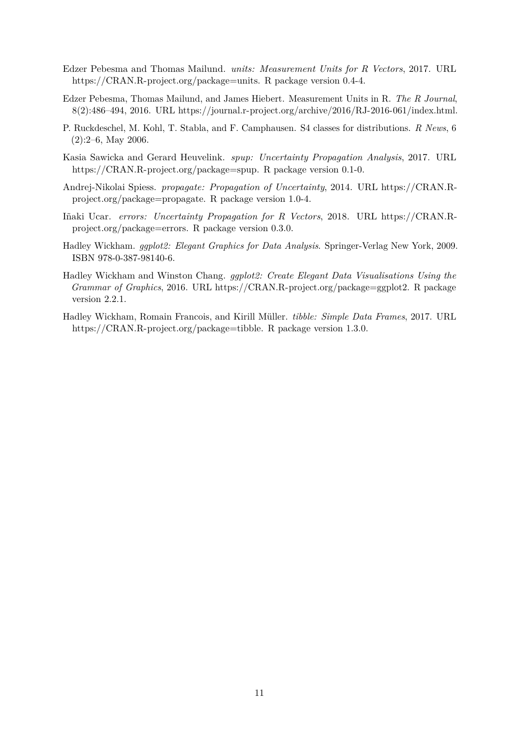Edzer Pebesma and Thomas Mailund. *units: Measurement Units for R Vectors*, 2017. URL https://CRAN.R-project.org/package=units. R package version 0.4-4.

Edzer Pebesma, Thomas Mailund, and James Hiebert. Measurement Units in R. *The R Journal*, 8(2):486–494, 2016. URL https://journal.r-project.org/archive/2016/RJ-2016-061/index.html.

P. Ruckdeschel, M. Kohl, T. Stabla, and F. Camphausen. S4 classes for distributions. *R News*, 6 (2):2–6, May 2006.

Kasia Sawicka and Gerard Heuvelink. *spup: Uncertainty Propagation Analysis*, 2017. URL https://CRAN.R-project.org/package=spup. R package version 0.1-0.

Andrej-Nikolai Spiess. *propagate: Propagation of Uncertainty*, 2014. URL https://CRAN.R-project.org/package=propagate. R package version 1.0-4.

Iñaki Ucar. *errors: Uncertainty Propagation for R Vectors*, 2018. URL https://CRAN.R-project.org/package=errors. R package version 0.3.0.

Hadley Wickham. *ggplot2: Elegant Graphics for Data Analysis*. Springer-Verlag New York, 2009. ISBN 978-0-387-98140-6.

Hadley Wickham and Winston Chang. *ggplot2: Create Elegant Data Visualisations Using the Grammar of Graphics*, 2016. URL https://CRAN.R-project.org/package=ggplot2. R package version 2.2.1.

Hadley Wickham, Romain Francois, and Kirill Müller. *tibble: Simple Data Frames*, 2017. URL https://CRAN.R-project.org/package=tibble. R package version 1.3.0.